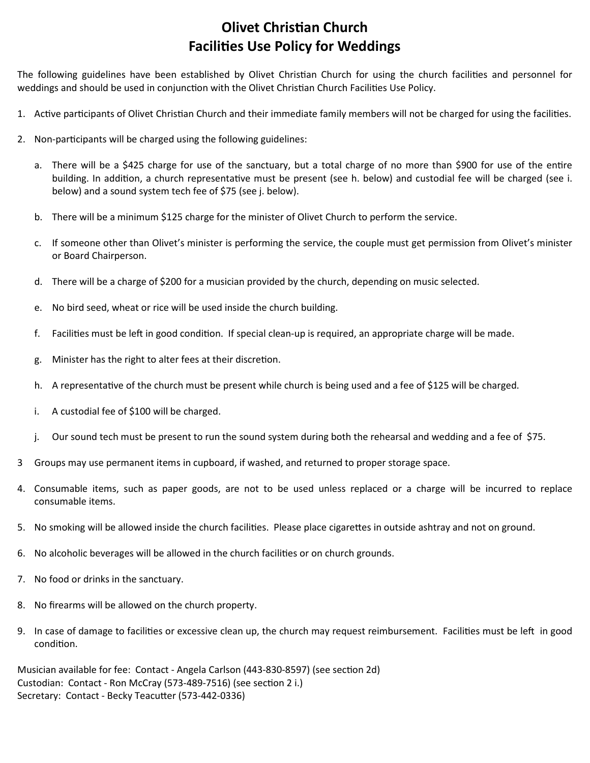# Olivet Christian Church
## Facilities Use Policy for Weddings

The following guidelines have been established by Olivet Christian Church for using the church facilities and personnel for weddings and should be used in conjunction with the Olivet Christian Church Facilities Use Policy.

1. Active participants of Olivet Christian Church and their immediate family members will not be charged for using the facilities.

2. Non-participants will be charged using the following guidelines:

   a. There will be a $425 charge for use of the sanctuary, but a total charge of no more than $900 for use of the entire building. In addition, a church representative must be present (see h. below) and custodial fee will be charged (see i. below) and a sound system tech fee of $75 (see j. below).

   b. There will be a minimum $125 charge for the minister of Olivet Church to perform the service.

   c. If someone other than Olivet's minister is performing the service, the couple must get permission from Olivet's minister or Board Chairperson.

   d. There will be a charge of $200 for a musician provided by the church, depending on music selected.

   e. No bird seed, wheat or rice will be used inside the church building.

   f. Facilities must be left in good condition. If special clean-up is required, an appropriate charge will be made.

   g. Minister has the right to alter fees at their discretion.

   h. A representative of the church must be present while church is being used and a fee of $125 will be charged.

   i. A custodial fee of $100 will be charged.

   j. Our sound tech must be present to run the sound system during both the rehearsal and wedding and a fee of $75.

3 Groups may use permanent items in cupboard, if washed, and returned to proper storage space.

4. Consumable items, such as paper goods, are not to be used unless replaced or a charge will be incurred to replace consumable items.

5. No smoking will be allowed inside the church facilities. Please place cigarettes in outside ashtray and not on ground.

6. No alcoholic beverages will be allowed in the church facilities or on church grounds.

7. No food or drinks in the sanctuary.

8. No firearms will be allowed on the church property.

9. In case of damage to facilities or excessive clean up, the church may request reimbursement. Facilities must be left in good condition.

Musician available for fee: Contact - Angela Carlson (443-830-8597) (see section 2d)
Custodian: Contact - Ron McCray (573-489-7516) (see section 2 i.)
Secretary: Contact - Becky Teacutter (573-442-0336)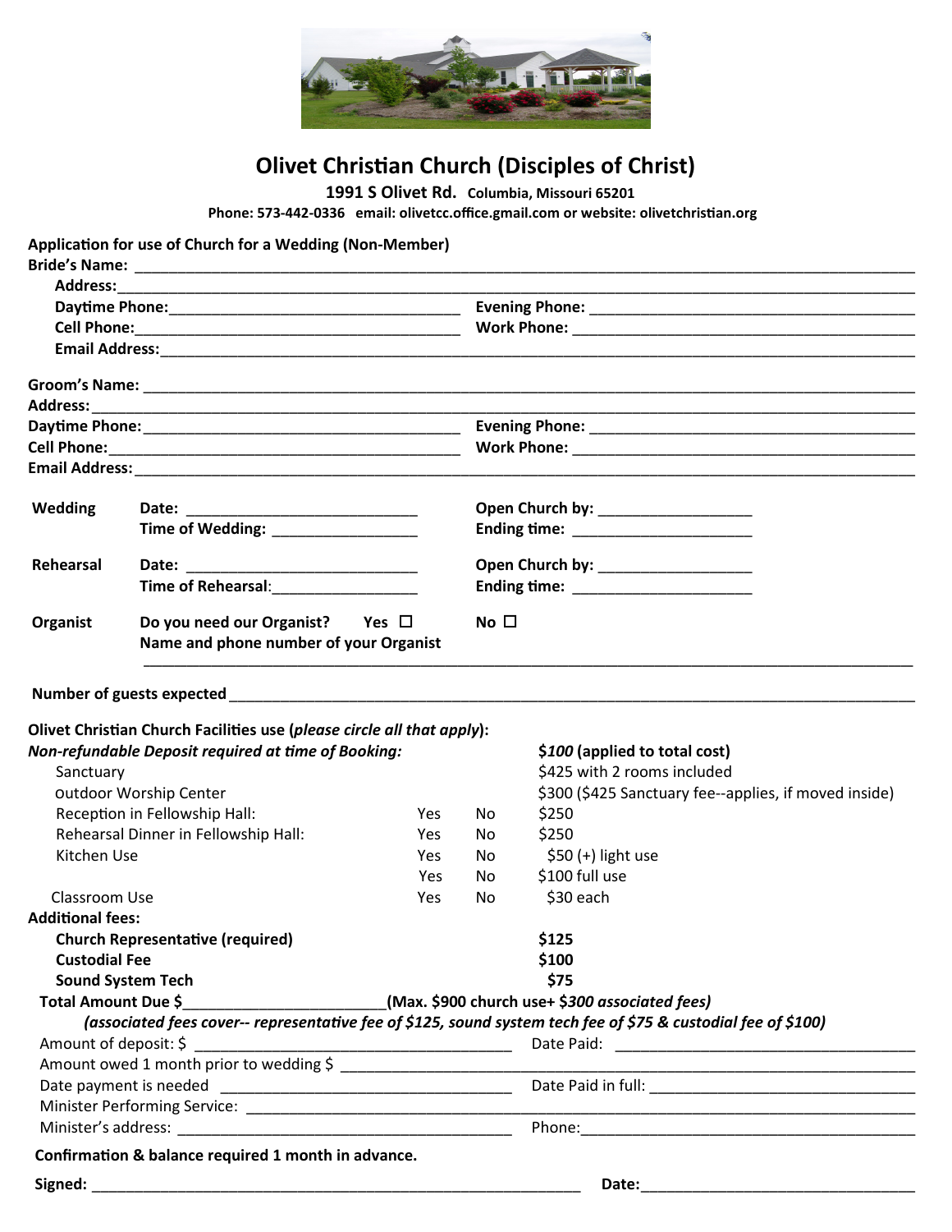# Olivet Christian Church (Disciples of Christ)

**1991 S Olivet Rd. Columbia, Missouri 65201**

**Phone: 573-442-0336 email: olivetcc.office.gmail.com or website: olivetchristian.org**

**Application for use of Church for a Wedding (Non-Member)**

**Bride's Name:** ______________________________

**Address:** ______________________________

**Daytime Phone:** ______________________ **Evening Phone:** ______________________

**Cell Phone:** ______________________ **Work Phone:** ______________________

**Email Address:** ______________________________

**Groom's Name:** ______________________________

**Address:** ______________________________

**Daytime Phone:** ______________________ **Evening Phone:** ______________________

**Cell Phone:** ______________________ **Work Phone:** ______________________

**Email Address:** ______________________________

**Wedding** **Date:** ______________________ **Open Church by:** ______________

**Time of Wedding:** ______________ **Ending time:** ______________

**Rehearsal** **Date:** ______________________ **Open Church by:** ______________

**Time of Rehearsal:** ______________ **Ending time:** ______________

**Organist** **Do you need our Organist?** **Yes** ☐ **No** ☐

**Name and phone number of your Organist**

______________________________

**Number of guests expected** ______________________________

**Olivet Christian Church Facilities use (*please circle all that apply*):**

| | | | |
|---|---|---|---|
| ***Non-refundable Deposit required at time of Booking:*** | | | ***$100* (applied to total cost)** |
| Sanctuary | | | $425 with 2 rooms included |
| outdoor Worship Center | | | $300 ($425 Sanctuary fee--applies, if moved inside) |
| Reception in Fellowship Hall: | Yes | No | $250 |
| Rehearsal Dinner in Fellowship Hall: | Yes | No | $250 |
| Kitchen Use | Yes | No | $50 (+) light use |
| | Yes | No | $100 full use |
| Classroom Use | Yes | No | $30 each |
| **Additional fees:** | | | |
| **Church Representative (required)** | | | **$125** |
| **Custodial Fee** | | | **$100** |
| **Sound System Tech** | | | **$75** |

**Total Amount Due $**______________**(Max. $900 church use+ *$300 associated fees)***

***(associated fees cover-- representative fee of $125, sound system tech fee of $75 & custodial fee of $100)***

Amount of deposit: $ ______________ Date Paid: ______________

Amount owed 1 month prior to wedding $ ______________

Date payment is needed ______________ Date Paid in full: ______________

Minister Performing Service: ______________________________

Minister's address: ______________ Phone: ______________

**Confirmation & balance required 1 month in advance.**

**Signed:** ______________________________ **Date:** ______________